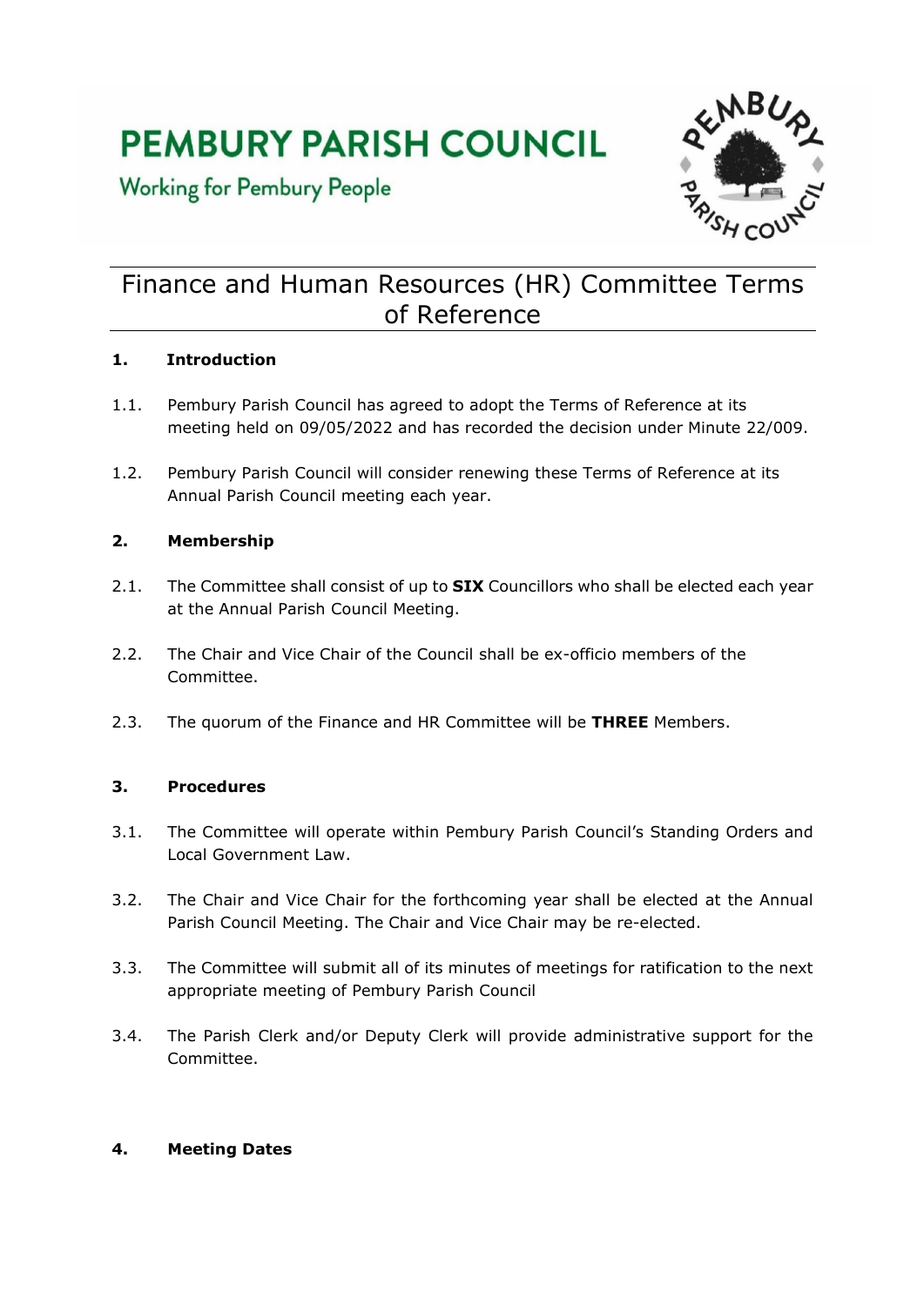# PEMBURY PARISH COUNCIL

Working for Pembury People

## Finance and Human Resources (HR) Committee Terms of Reference

### 1. Introduction

1.1. Pembury Parish Council has agreed to adopt the Terms of Reference at its meeting held on 09/05/2022 and has recorded the decision under Minute 22/009.

1.2. Pembury Parish Council will consider renewing these Terms of Reference at its Annual Parish Council meeting each year.

### 2. Membership

2.1. The Committee shall consist of up to **SIX** Councillors who shall be elected each year at the Annual Parish Council Meeting.

2.2. The Chair and Vice Chair of the Council shall be ex-officio members of the Committee.

2.3. The quorum of the Finance and HR Committee will be **THREE** Members.

### 3. Procedures

3.1. The Committee will operate within Pembury Parish Council's Standing Orders and Local Government Law.

3.2. The Chair and Vice Chair for the forthcoming year shall be elected at the Annual Parish Council Meeting. The Chair and Vice Chair may be re-elected.

3.3. The Committee will submit all of its minutes of meetings for ratification to the next appropriate meeting of Pembury Parish Council

3.4. The Parish Clerk and/or Deputy Clerk will provide administrative support for the Committee.

### 4. Meeting Dates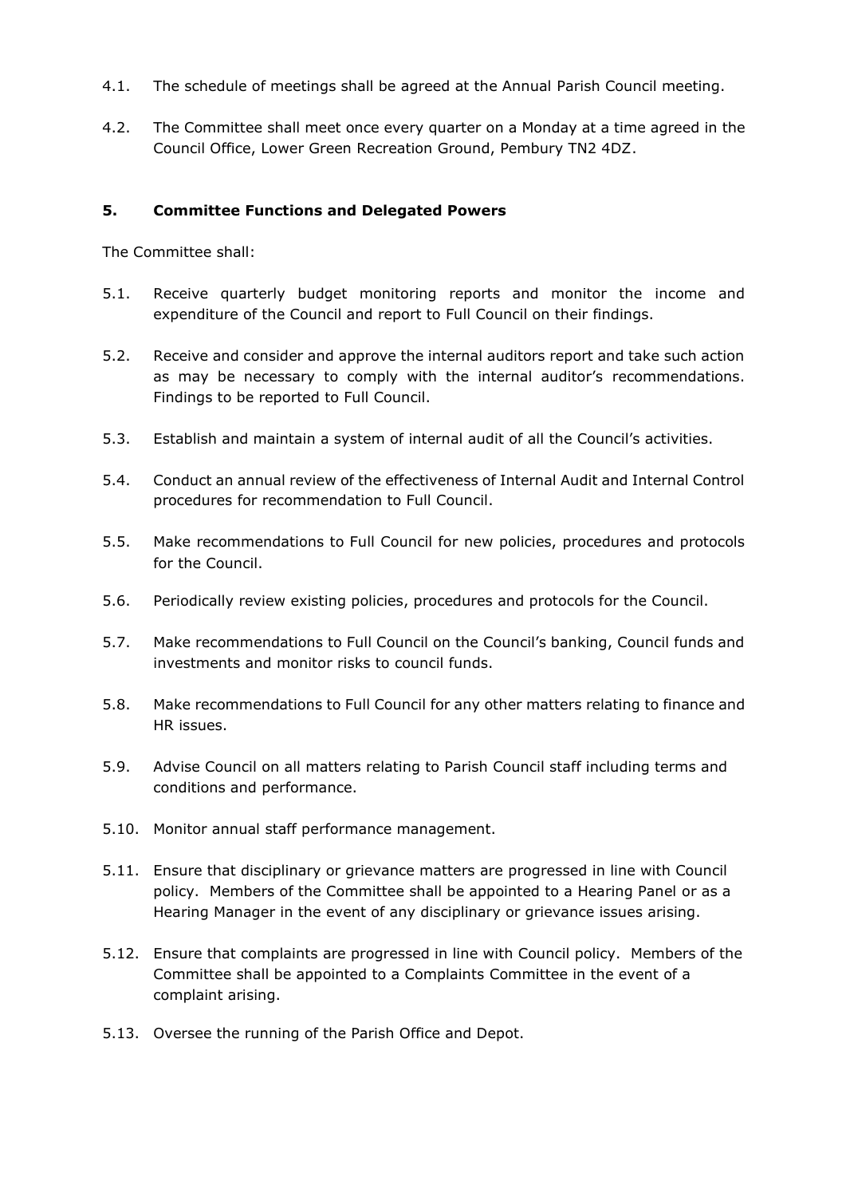4.1. The schedule of meetings shall be agreed at the Annual Parish Council meeting.

4.2. The Committee shall meet once every quarter on a Monday at a time agreed in the Council Office, Lower Green Recreation Ground, Pembury TN2 4DZ.

## 5. Committee Functions and Delegated Powers

The Committee shall:

5.1. Receive quarterly budget monitoring reports and monitor the income and expenditure of the Council and report to Full Council on their findings.

5.2. Receive and consider and approve the internal auditors report and take such action as may be necessary to comply with the internal auditor's recommendations. Findings to be reported to Full Council.

5.3. Establish and maintain a system of internal audit of all the Council's activities.

5.4. Conduct an annual review of the effectiveness of Internal Audit and Internal Control procedures for recommendation to Full Council.

5.5. Make recommendations to Full Council for new policies, procedures and protocols for the Council.

5.6. Periodically review existing policies, procedures and protocols for the Council.

5.7. Make recommendations to Full Council on the Council's banking, Council funds and investments and monitor risks to council funds.

5.8. Make recommendations to Full Council for any other matters relating to finance and HR issues.

5.9. Advise Council on all matters relating to Parish Council staff including terms and conditions and performance.

5.10. Monitor annual staff performance management.

5.11. Ensure that disciplinary or grievance matters are progressed in line with Council policy. Members of the Committee shall be appointed to a Hearing Panel or as a Hearing Manager in the event of any disciplinary or grievance issues arising.

5.12. Ensure that complaints are progressed in line with Council policy. Members of the Committee shall be appointed to a Complaints Committee in the event of a complaint arising.

5.13. Oversee the running of the Parish Office and Depot.